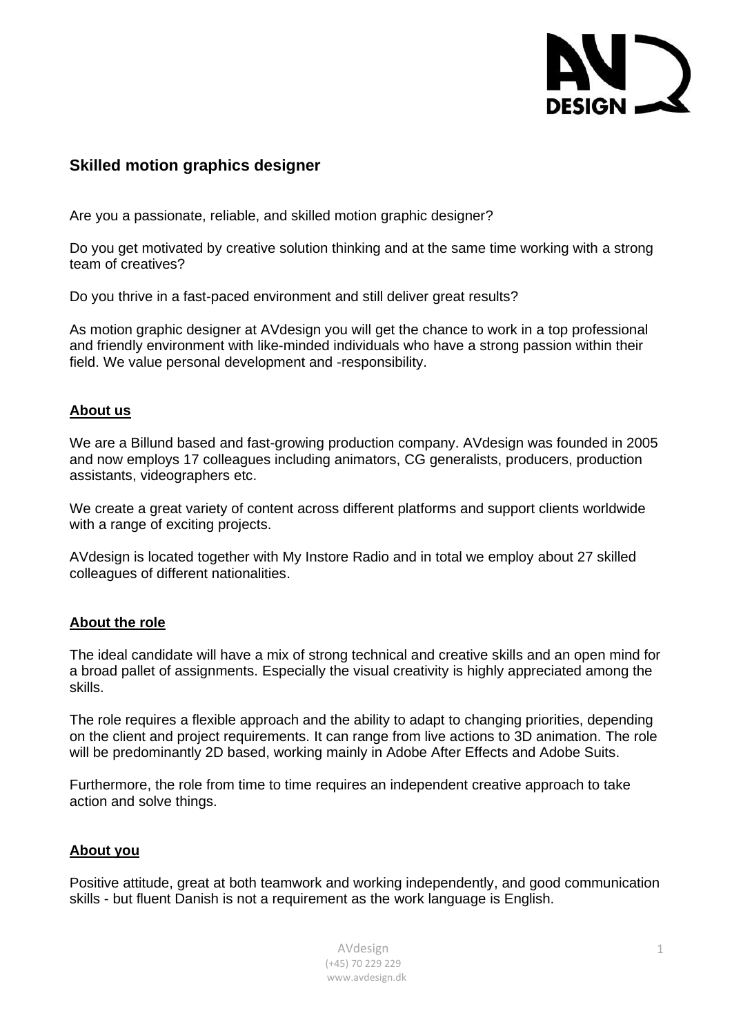## Skilled motion graphics designer

Are you a passionate, reliable, and skilled motion graphic designer?

Do you get motivated by creative solution thinking and at the same time working with a strong team of creatives?

Do you thrive in a fast-paced environment and still deliver great results?

As motion graphic designer at AVdesign you will get the chance to work in a top professional and friendly environment with like-minded individuals who have a strong passion within their field. We value personal development and -responsibility.

### About us

We are a Billund based and fast-growing production company. AVdesign was founded in 2005 and now employs 17 colleagues including animators, CG generalists, producers, production assistants, videographers etc.

We create a great variety of content across different platforms and support clients worldwide with a range of exciting projects.

AVdesign is located together with My Instore Radio and in total we employ about 27 skilled colleagues of different nationalities.

### About the role

The ideal candidate will have a mix of strong technical and creative skills and an open mind for a broad pallet of assignments. Especially the visual creativity is highly appreciated among the skills.

The role requires a flexible approach and the ability to adapt to changing priorities, depending on the client and project requirements. It can range from live actions to 3D animation. The role will be predominantly 2D based, working mainly in Adobe After Effects and Adobe Suits.

Furthermore, the role from time to time requires an independent creative approach to take action and solve things.

### About you

Positive attitude, great at both teamwork and working independently, and good communication skills - but fluent Danish is not a requirement as the work language is English.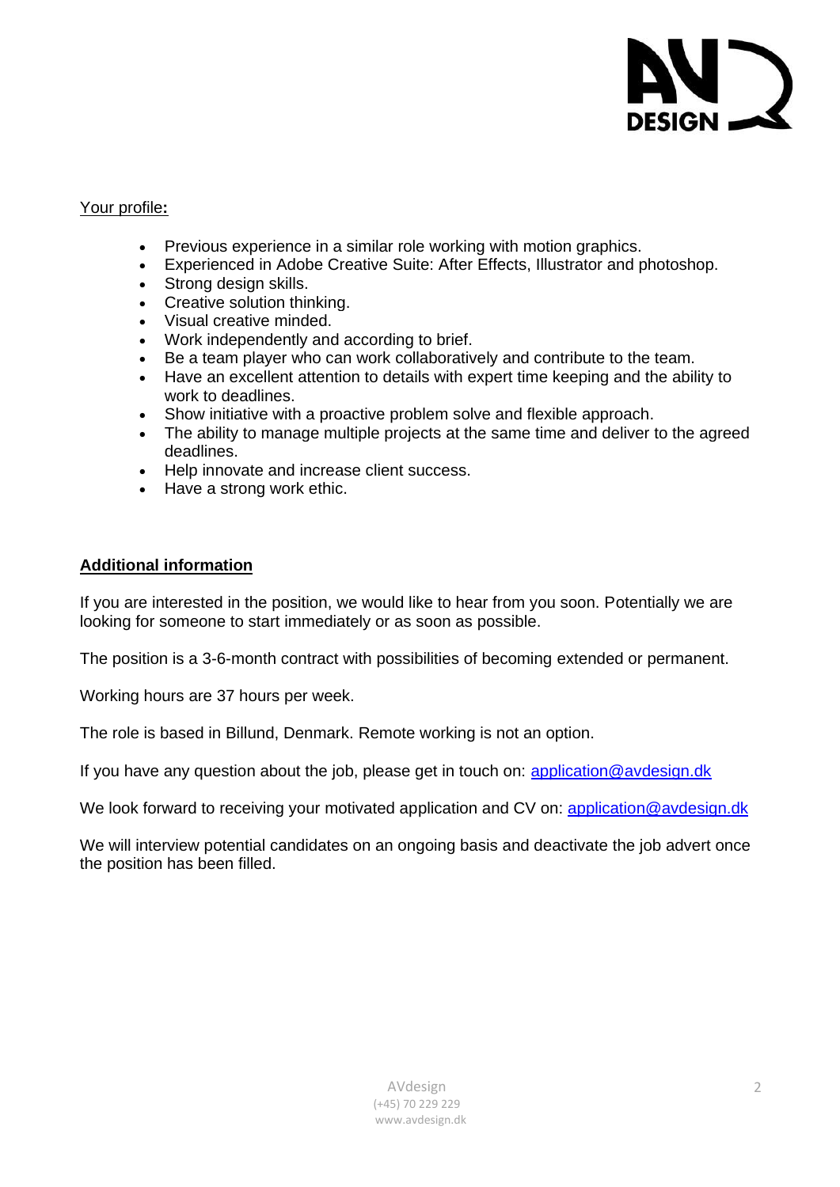Your profile:

- Previous experience in a similar role working with motion graphics.
- Experienced in Adobe Creative Suite: After Effects, Illustrator and photoshop.
- Strong design skills.
- Creative solution thinking.
- Visual creative minded.
- Work independently and according to brief.
- Be a team player who can work collaboratively and contribute to the team.
- Have an excellent attention to details with expert time keeping and the ability to work to deadlines.
- Show initiative with a proactive problem solve and flexible approach.
- The ability to manage multiple projects at the same time and deliver to the agreed deadlines.
- Help innovate and increase client success.
- Have a strong work ethic.

**Additional information**

If you are interested in the position, we would like to hear from you soon. Potentially we are looking for someone to start immediately or as soon as possible.

The position is a 3-6-month contract with possibilities of becoming extended or permanent.

Working hours are 37 hours per week.

The role is based in Billund, Denmark. Remote working is not an option.

If you have any question about the job, please get in touch on: application@avdesign.dk

We look forward to receiving your motivated application and CV on: application@avdesign.dk

We will interview potential candidates on an ongoing basis and deactivate the job advert once the position has been filled.

AVdesign
(+45) 70 229 229
www.avdesign.dk